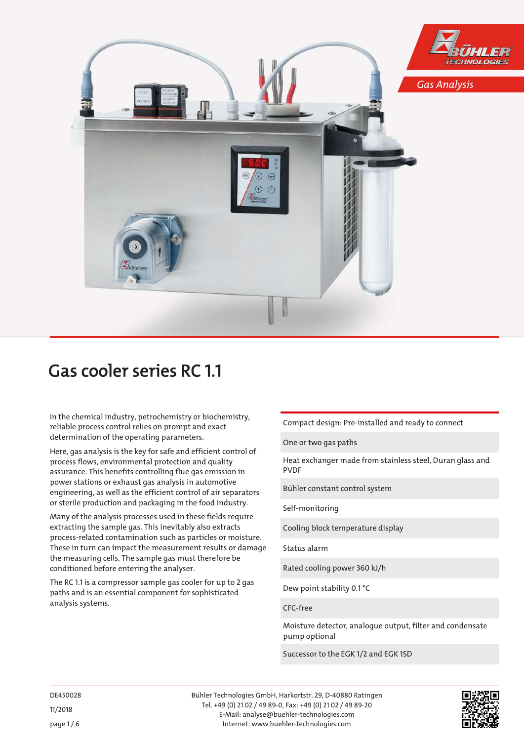Gas Analysis

# Gas cooler series RC 1.1

In the chemical industry, petrochemistry or biochemistry, reliable process control relies on prompt and exact determination of the operating parameters.

Here, gas analysis is the key for safe and efficient control of process flows, environmental protection and quality assurance. This benefits controlling flue gas emission in power stations or exhaust gas analysis in automotive engineering, as well as the efficient control of air separators or sterile production and packaging in the food industry.

Many of the analysis processes used in these fields require extracting the sample gas. This inevitably also extracts process-related contamination such as particles or moisture. These in turn can impact the measurement results or damage the measuring cells. The sample gas must therefore be conditioned before entering the analyser.

The RC 1.1 is a compressor sample gas cooler for up to 2 gas paths and is an essential component for sophisticated analysis systems.

- Compact design: Pre-installed and ready to connect
- One or two gas paths
- Heat exchanger made from stainless steel, Duran glass and PVDF
- Bühler constant control system
- Self-monitoring
- Cooling block temperature display
- Status alarm
- Rated cooling power 360 kJ/h
- Dew point stability 0.1 °C
- CFC-free
- Moisture detector, analogue output, filter and condensate pump optional
- Successor to the EGK 1/2 and EGK 1SD

DE450028

11/2018

Bühler Technologies GmbH, Harkortstr. 29, D-40880 Ratingen
Tel. +49 (0) 21 02 / 49 89-0, Fax: +49 (0) 21 02 / 49 89-20
E-Mail: analyse@buehler-technologies.com
Internet: www.buehler-technologies.com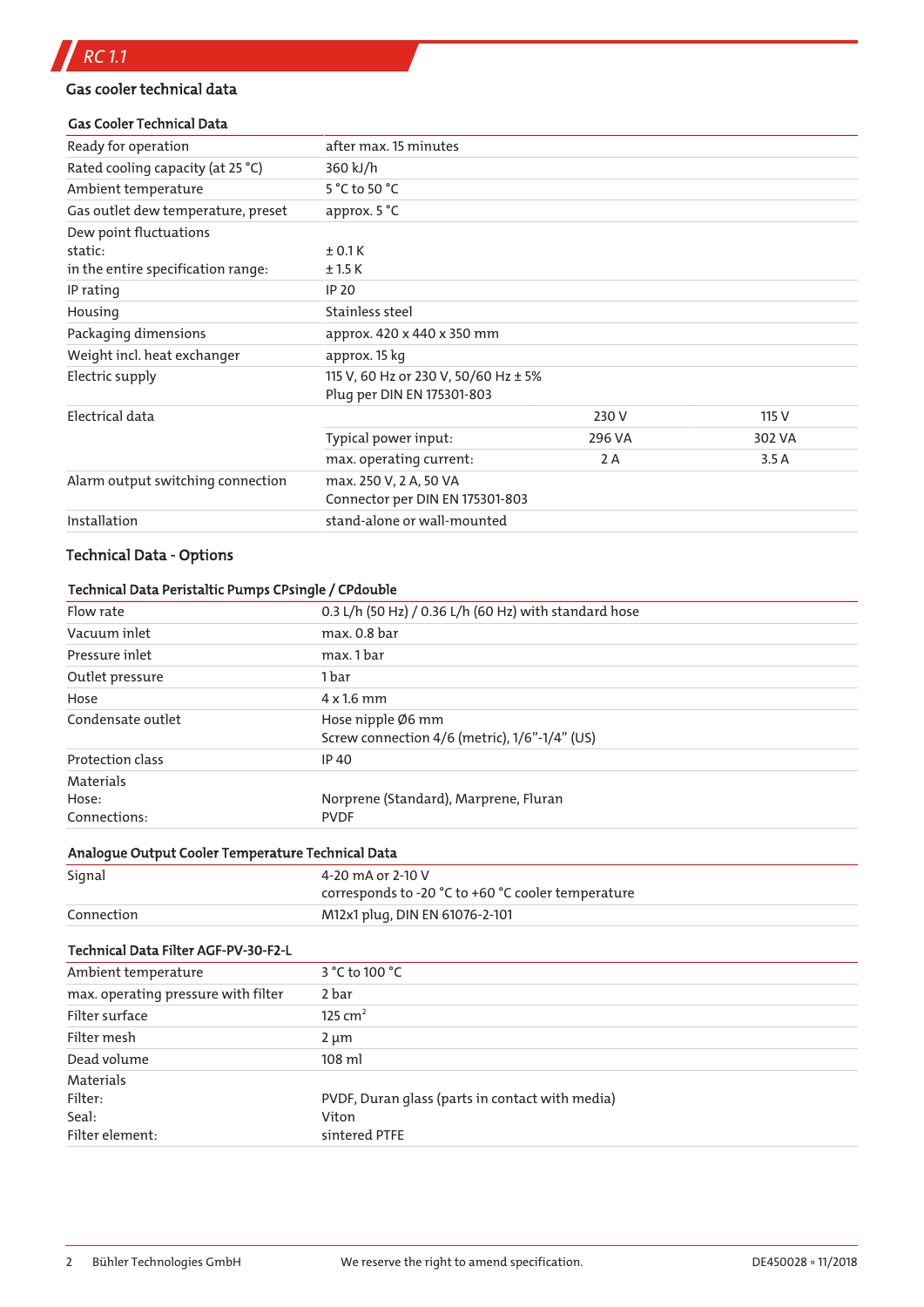## Gas cooler technical data

| Gas Cooler Technical Data | | | |
|---|---|---|---|
| Ready for operation | after max. 15 minutes | | |
| Rated cooling capacity (at 25 °C) | 360 kJ/h | | |
| Ambient temperature | 5 °C to 50 °C | | |
| Gas outlet dew temperature, preset | approx. 5 °C | | |
| Dew point fluctuations<br>static:<br>in the entire specification range: | <br>± 0.1 K<br>± 1.5 K | | |
| IP rating | IP 20 | | |
| Housing | Stainless steel | | |
| Packaging dimensions | approx. 420 x 440 x 350 mm | | |
| Weight incl. heat exchanger | approx. 15 kg | | |
| Electric supply | 115 V, 60 Hz or 230 V, 50/60 Hz ± 5%<br>Plug per DIN EN 175301-803 | | |
| Electrical data | | 230 V | 115 V |
| | Typical power input: | 296 VA | 302 VA |
| | max. operating current: | 2 A | 3.5 A |
| Alarm output switching connection | max. 250 V, 2 A, 50 VA<br>Connector per DIN EN 175301-803 | | |
| Installation | stand-alone or wall-mounted | | |

## Technical Data - Options

| Technical Data Peristaltic Pumps CPsingle / CPdouble | |
|---|---|
| Flow rate | 0.3 L/h (50 Hz) / 0.36 L/h (60 Hz) with standard hose |
| Vacuum inlet | max. 0.8 bar |
| Pressure inlet | max. 1 bar |
| Outlet pressure | 1 bar |
| Hose | 4 x 1.6 mm |
| Condensate outlet | Hose nipple Ø6 mm<br>Screw connection 4/6 (metric), 1/6"-1/4" (US) |
| Protection class | IP 40 |
| Materials<br>Hose:<br>Connections: | <br>Norprene (Standard), Marprene, Fluran<br>PVDF |

| Analogue Output Cooler Temperature Technical Data | |
|---|---|
| Signal | 4-20 mA or 2-10 V<br>corresponds to -20 °C to +60 °C cooler temperature |
| Connection | M12x1 plug, DIN EN 61076-2-101 |

| Technical Data Filter AGF-PV-30-F2-L | |
|---|---|
| Ambient temperature | 3 °C to 100 °C |
| max. operating pressure with filter | 2 bar |
| Filter surface | 125 $cm^2$ |
| Filter mesh | 2 µm |
| Dead volume | 108 ml |
| Materials<br>Filter:<br>Seal:<br>Filter element: | <br>PVDF, Duran glass (parts in contact with media)<br>Viton<br>sintered PTFE |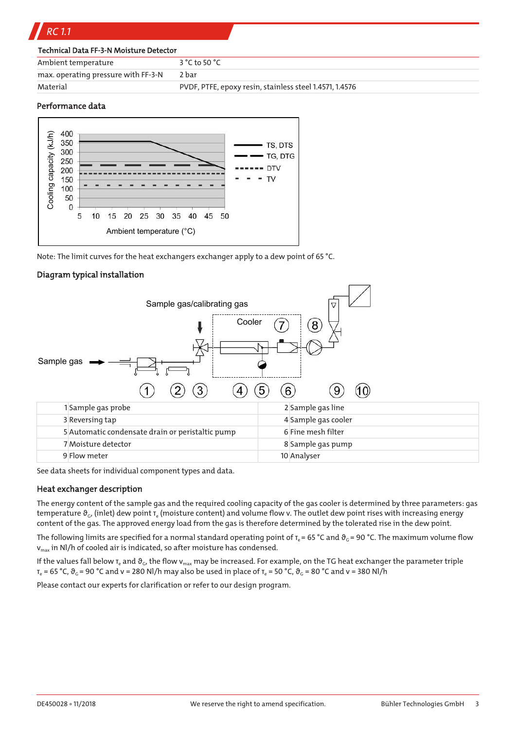### Technical Data FF-3-N Moisture Detector

| | |
|---|---|
| Ambient temperature | 3 °C to 50 °C |
| max. operating pressure with FF-3-N | 2 bar |
| Material | PVDF, PTFE, epoxy resin, stainless steel 1.4571, 1.4576 |

### Performance data

Note: The limit curves for the heat exchangers exchanger apply to a dew point of 65 °C.

### Diagram typical installation

| | | | |
|---|---|---|---|
| 1 | Sample gas probe | 2 | Sample gas line |
| 3 | Reversing tap | 4 | Sample gas cooler |
| 5 | Automatic condensate drain or peristaltic pump | 6 | Fine mesh filter |
| 7 | Moisture detector | 8 | Sample gas pump |
| 9 | Flow meter | 10 | Analyser |

See data sheets for individual component types and data.

### Heat exchanger description

The energy content of the sample gas and the required cooling capacity of the gas cooler is determined by three parameters: gas temperature $\vartheta_G$, (inlet) dew point $\tau_e$ (moisture content) and volume flow v. The outlet dew point rises with increasing energy content of the gas. The approved energy load from the gas is therefore determined by the tolerated rise in the dew point.

The following limits are specified for a normal standard operating point of $\tau_e$ = 65 °C and $\vartheta_G$ = 90 °C. The maximum volume flow $v_{max}$ in Nl/h of cooled air is indicated, so after moisture has condensed.

If the values fall below $\tau_e$ and $\vartheta_G$, the flow $v_{max}$ may be increased. For example, on the TG heat exchanger the parameter triple $\tau_e$ = 65 °C, $\vartheta_G$ = 90 °C and v = 280 Nl/h may also be used in place of $\tau_e$ = 50 °C, $\vartheta_G$ = 80 °C and v = 380 Nl/h

Please contact our experts for clarification or refer to our design program.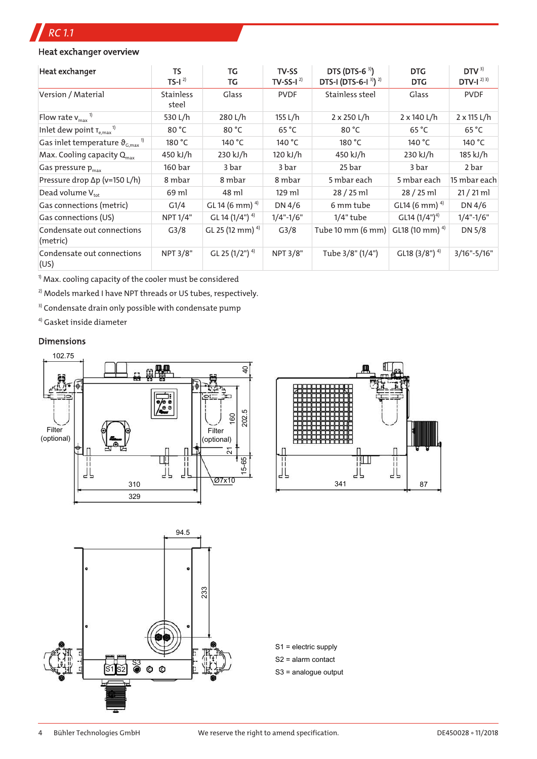## Heat exchanger overview

| Heat exchanger | TS<br>TS-I [2] | TG<br>TG | TV-SS<br>TV-SS-I [2] | DTS (DTS-6 [3])<br>DTS-I (DTS-6-I [3]) [2] | DTG<br>DTG | DTV [3]<br>DTV-I [2] [3] |
|---|---|---|---|---|---|---|
| Version / Material | Stainless steel | Glass | PVDF | Stainless steel | Glass | PVDF |
| Flow rate $v_{max}$ [1] | 530 L/h | 280 L/h | 155 L/h | 2 x 250 L/h | 2 x 140 L/h | 2 x 115 L/h |
| Inlet dew point $\tau_{e,max}$ [1] | 80 °C | 80 °C | 65 °C | 80 °C | 65 °C | 65 °C |
| Gas inlet temperature $\vartheta_{G,max}$ [1] | 180 °C | 140 °C | 140 °C | 180 °C | 140 °C | 140 °C |
| Max. Cooling capacity $Q_{max}$ | 450 kJ/h | 230 kJ/h | 120 kJ/h | 450 kJ/h | 230 kJ/h | 185 kJ/h |
| Gas pressure $p_{max}$ | 160 bar | 3 bar | 3 bar | 25 bar | 3 bar | 2 bar |
| Pressure drop Δp (v=150 L/h) | 8 mbar | 8 mbar | 8 mbar | 5 mbar each | 5 mbar each | 15 mbar each |
| Dead volume $V_{tot}$ | 69 ml | 48 ml | 129 ml | 28 / 25 ml | 28 / 25 ml | 21 / 21 ml |
| Gas connections (metric) | G1/4 | GL 14 (6 mm) [4] | DN 4/6 | 6 mm tube | GL14 (6 mm) [4] | DN 4/6 |
| Gas connections (US) | NPT 1/4" | GL 14 (1/4") [4] | 1/4"-1/6" | 1/4" tube | GL14 (1/4") [4] | 1/4"-1/6" |
| Condensate out connections (metric) | G3/8 | GL 25 (12 mm) [4] | G3/8 | Tube 10 mm (6 mm) | GL18 (10 mm) [4] | DN 5/8 |
| Condensate out connections (US) | NPT 3/8" | GL 25 (1/2") [4] | NPT 3/8" | Tube 3/8" (1/4") | GL18 (3/8") [4] | 3/16"-5/16" |

[1] Max. cooling capacity of the cooler must be considered

[2] Models marked I have NPT threads or US tubes, respectively.

[3] Condensate drain only possible with condensate pump

[4] Gasket inside diameter

## Dimensions

S1 = electric supply

S2 = alarm contact

S3 = analogue output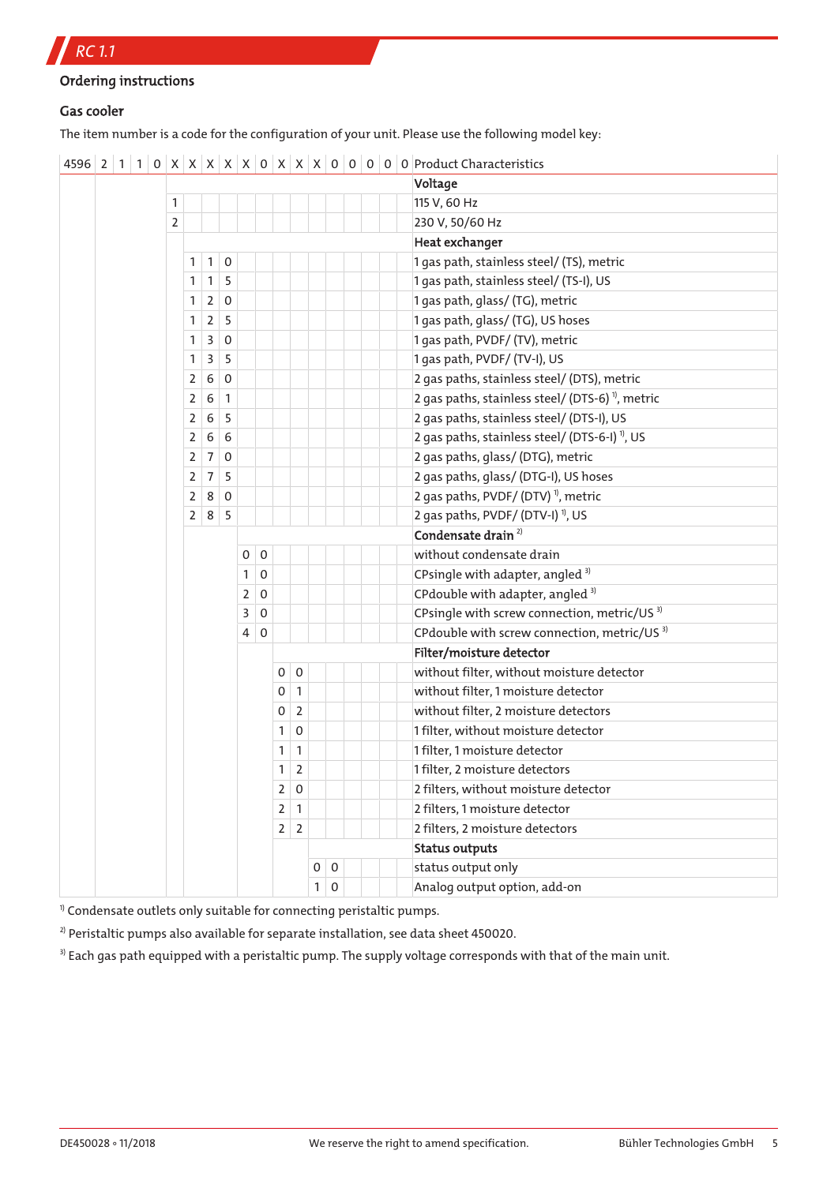## Ordering instructions

### Gas cooler

The item number is a code for the configuration of your unit. Please use the following model key:

| 4596 | 2 | 1 | 1 | 0 | X | X | X | X | X | 0 | X | X | X | 0 | 0 | 0 | 0 | 0 | Product Characteristics |
|---|---|---|---|---|---|---|---|---|---|---|---|---|---|---|---|---|---|---|---|
| | | | | | | | | | | | | | | | | | | | **Voltage** |
| | | | | | 1 | | | | | | | | | | | | | | 115 V, 60 Hz |
| | | | | | 2 | | | | | | | | | | | | | | 230 V, 50/60 Hz |
| | | | | | | | | | | | | | | | | | | | **Heat exchanger** |
| | | | | | | 1 | 1 | 0 | | | | | | | | | | | 1 gas path, stainless steel/ (TS), metric |
| | | | | | | 1 | 1 | 5 | | | | | | | | | | | 1 gas path, stainless steel/ (TS-I), US |
| | | | | | | 1 | 2 | 0 | | | | | | | | | | | 1 gas path, glass/ (TG), metric |
| | | | | | | 1 | 2 | 5 | | | | | | | | | | | 1 gas path, glass/ (TG), US hoses |
| | | | | | | 1 | 3 | 0 | | | | | | | | | | | 1 gas path, PVDF/ (TV), metric |
| | | | | | | 1 | 3 | 5 | | | | | | | | | | | 1 gas path, PVDF/ (TV-I), US |
| | | | | | | 2 | 6 | 0 | | | | | | | | | | | 2 gas paths, stainless steel/ (DTS), metric |
| | | | | | | 2 | 6 | 1 | | | | | | | | | | | 2 gas paths, stainless steel/ (DTS-6) [1], metric |
| | | | | | | 2 | 6 | 5 | | | | | | | | | | | 2 gas paths, stainless steel/ (DTS-I), US |
| | | | | | | 2 | 6 | 6 | | | | | | | | | | | 2 gas paths, stainless steel/ (DTS-6-I) [1], US |
| | | | | | | 2 | 7 | 0 | | | | | | | | | | | 2 gas paths, glass/ (DTG), metric |
| | | | | | | 2 | 7 | 5 | | | | | | | | | | | 2 gas paths, glass/ (DTG-I), US hoses |
| | | | | | | 2 | 8 | 0 | | | | | | | | | | | 2 gas paths, PVDF/ (DTV) [1], metric |
| | | | | | | 2 | 8 | 5 | | | | | | | | | | | 2 gas paths, PVDF/ (DTV-I) [1], US |
| | | | | | | | | | | | | | | | | | | | **Condensate drain** [2] |
| | | | | | | | | | 0 | 0 | | | | | | | | | without condensate drain |
| | | | | | | | | | 1 | 0 | | | | | | | | | CPsingle with adapter, angled [3] |
| | | | | | | | | | 2 | 0 | | | | | | | | | CPdouble with adapter, angled [3] |
| | | | | | | | | | 3 | 0 | | | | | | | | | CPsingle with screw connection, metric/US [3] |
| | | | | | | | | | 4 | 0 | | | | | | | | | CPdouble with screw connection, metric/US [3] |
| | | | | | | | | | | | | | | | | | | | **Filter/moisture detector** |
| | | | | | | | | | | | 0 | 0 | | | | | | | without filter, without moisture detector |
| | | | | | | | | | | | 0 | 1 | | | | | | | without filter, 1 moisture detector |
| | | | | | | | | | | | 0 | 2 | | | | | | | without filter, 2 moisture detectors |
| | | | | | | | | | | | 1 | 0 | | | | | | | 1 filter, without moisture detector |
| | | | | | | | | | | | 1 | 1 | | | | | | | 1 filter, 1 moisture detector |
| | | | | | | | | | | | 1 | 2 | | | | | | | 1 filter, 2 moisture detectors |
| | | | | | | | | | | | 2 | 0 | | | | | | | 2 filters, without moisture detector |
| | | | | | | | | | | | 2 | 1 | | | | | | | 2 filters, 1 moisture detector |
| | | | | | | | | | | | 2 | 2 | | | | | | | 2 filters, 2 moisture detectors |
| | | | | | | | | | | | | | | | | | | | **Status outputs** |
| | | | | | | | | | | | | | 0 | 0 | | | | | status output only |
| | | | | | | | | | | | | | 1 | 0 | | | | | Analog output option, add-on |

[1] Condensate outlets only suitable for connecting peristaltic pumps.

[2] Peristaltic pumps also available for separate installation, see data sheet 450020.

[3] Each gas path equipped with a peristaltic pump. The supply voltage corresponds with that of the main unit.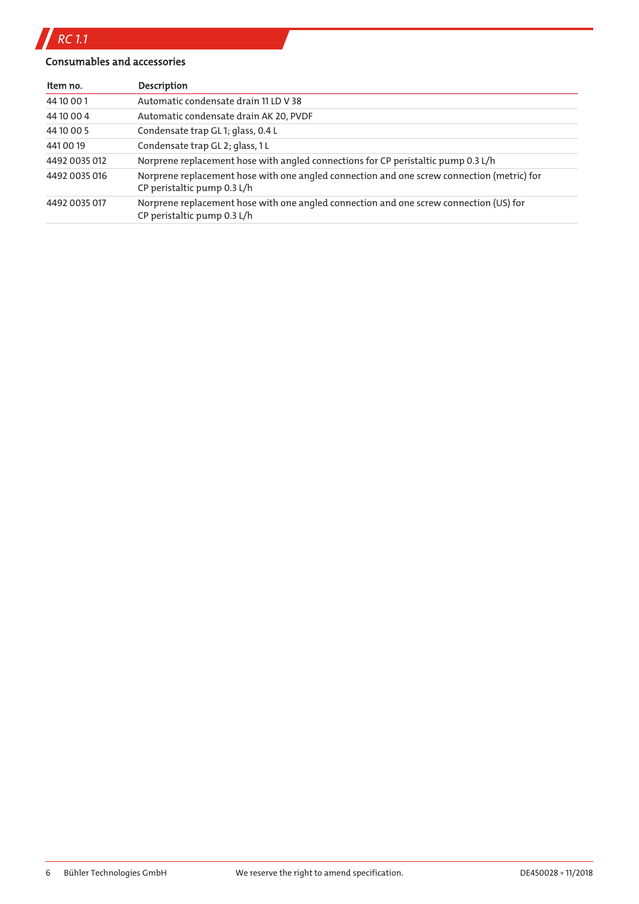## Consumables and accessories

| Item no. | Description |
|---|---|
| 44 10 00 1 | Automatic condensate drain 11 LD V 38 |
| 44 10 00 4 | Automatic condensate drain AK 20, PVDF |
| 44 10 00 5 | Condensate trap GL 1; glass, 0.4 L |
| 441 00 19 | Condensate trap GL 2; glass, 1 L |
| 4492 0035 012 | Norprene replacement hose with angled connections for CP peristaltic pump 0.3 L/h |
| 4492 0035 016 | Norprene replacement hose with one angled connection and one screw connection (metric) for CP peristaltic pump 0.3 L/h |
| 4492 0035 017 | Norprene replacement hose with one angled connection and one screw connection (US) for CP peristaltic pump 0.3 L/h |